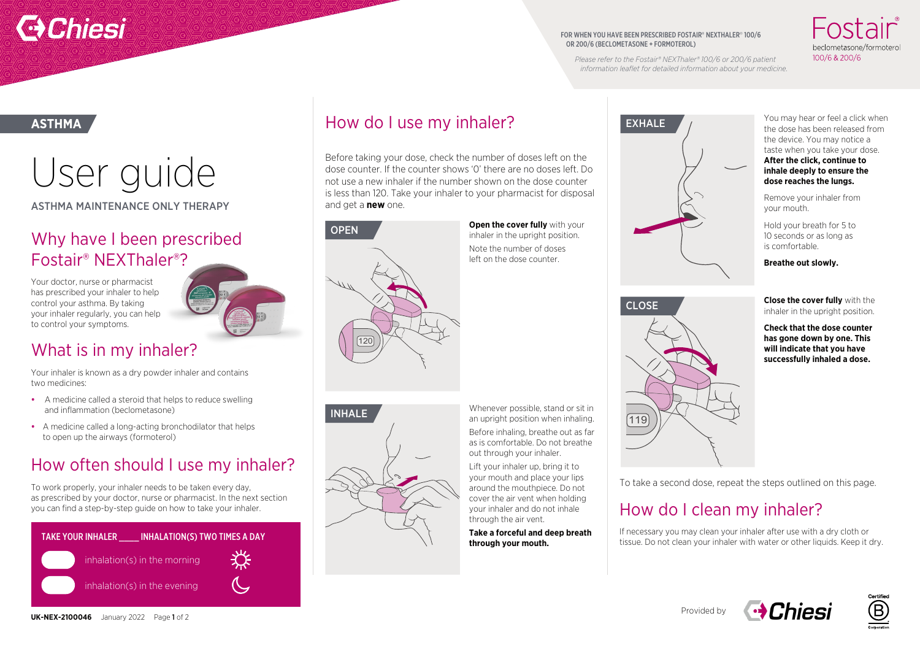FOR WHEN YOU HAVE BEEN PRESCRIBED FOSTAIR® NEXTHALER® 100/6 OR 200/6 (BECLOMETASONE + FORMOTEROL)

*Please refer to the Fostair® NEXThaler® 100/6 or 200/6 patient information leaflet for detailed information about your medicine.*

Fostair® beclometasone/formoterol 100/6 & 200/6

**ASTHMA**

# User guide

ASTHMA MAINTENANCE ONLY THERAPY

## Why have I been prescribed Fostair® NEXThaler®?

Your doctor, nurse or pharmacist has prescribed your inhaler to help control your asthma. By taking your inhaler regularly, you can help to control your symptoms.

## What is in my inhaler?

Your inhaler is known as a dry powder inhaler and contains two medicines:

- A medicine called a steroid that helps to reduce swelling and inflammation (beclometasone)
- A medicine called a long-acting bronchodilator that helps to open up the airways (formoterol)

## How often should I use my inhaler?

To work properly, your inhaler needs to be taken every day, as prescribed by your doctor, nurse or pharmacist. In the next section you can find a step-by-step guide on how to take your inhaler.

**TAKE YOUR INHALER _____ INHALATION(S) TWO TIMES A DAY**

_____ inhalation(s) in the morning

_____ inhalation(s) in the evening

## How do I use my inhaler?

Before taking your dose, check the number of doses left on the dose counter. If the counter shows '0' there are no doses left. Do not use a new inhaler if the number shown on the dose counter is less than 120. Take your inhaler to your pharmacist for disposal and get a **new** one.

**OPEN**

**Open the cover fully** with your inhaler in the upright position.

Note the number of doses left on the dose counter.

**INHALE**

Whenever possible, stand or sit in an upright position when inhaling.

Before inhaling, breathe out as far as is comfortable. Do not breathe out through your inhaler.

Lift your inhaler up, bring it to your mouth and place your lips around the mouthpiece. Do not cover the air vent when holding your inhaler and do not inhale through the air vent.

**Take a forceful and deep breath through your mouth.**

**EXHALE**

You may hear or feel a click when the dose has been released from the device. You may notice a taste when you take your dose. **After the click, continue to inhale deeply to ensure the dose reaches the lungs.**

Remove your inhaler from your mouth.

Hold your breath for 5 to 10 seconds or as long as is comfortable.

**Breathe out slowly.**

**CLOSE**

**Close the cover fully** with the inhaler in the upright position.

**Check that the dose counter has gone down by one. This will indicate that you have successfully inhaled a dose.**

To take a second dose, repeat the steps outlined on this page.

## How do I clean my inhaler?

If necessary you may clean your inhaler after use with a dry cloth or tissue. Do not clean your inhaler with water or other liquids. Keep it dry.

Provided by Chiesi

**UK-NEX-2100046** January 2022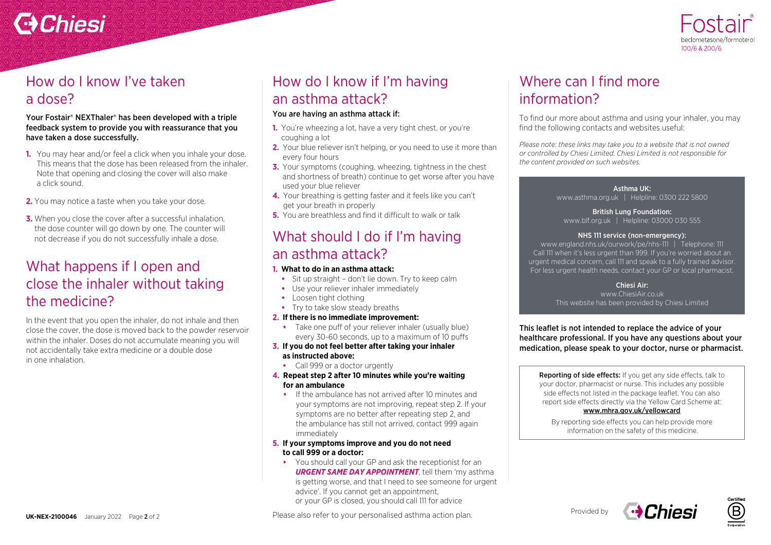## How do I know I've taken a dose?

**Your Fostair® NEXThaler® has been developed with a triple feedback system to provide you with reassurance that you have taken a dose successfully.**

1. You may hear and/or feel a click when you inhale your dose. This means that the dose has been released from the inhaler. Note that opening and closing the cover will also make a click sound.
2. You may notice a taste when you take your dose.
3. When you close the cover after a successful inhalation, the dose counter will go down by one. The counter will not decrease if you do not successfully inhale a dose.

## What happens if I open and close the inhaler without taking the medicine?

In the event that you open the inhaler, do not inhale and then close the cover, the dose is moved back to the powder reservoir within the inhaler. Doses do not accumulate meaning you will not accidentally take extra medicine or a double dose in one inhalation.

## How do I know if I'm having an asthma attack?

**You are having an asthma attack if:**

1. You're wheezing a lot, have a very tight chest, or you're coughing a lot
2. Your blue reliever isn't helping, or you need to use it more than every four hours
3. Your symptoms (coughing, wheezing, tightness in the chest and shortness of breath) continue to get worse after you have used your blue reliever
4. Your breathing is getting faster and it feels like you can't get your breath in properly
5. You are breathless and find it difficult to walk or talk

## What should I do if I'm having an asthma attack?

1. **What to do in an asthma attack:**
   - Sit up straight – don't lie down. Try to keep calm
   - Use your reliever inhaler immediately
   - Loosen tight clothing
   - Try to take slow steady breaths
2. **If there is no immediate improvement:**
   - Take one puff of your reliever inhaler (usually blue) every 30-60 seconds, up to a maximum of 10 puffs
3. **If you do not feel better after taking your inhaler as instructed above:**
   - Call 999 or a doctor urgently
4. **Repeat step 2 after 10 minutes while you're waiting for an ambulance**
   - If the ambulance has not arrived after 10 minutes and your symptoms are not improving, repeat step 2. If your symptoms are no better after repeating step 2, and the ambulance has still not arrived, contact 999 again immediately
5. **If your symptoms improve and you do not need to call 999 or a doctor:**
   - You should call your GP and ask the receptionist for an ***URGENT SAME DAY APPOINTMENT***, tell them 'my asthma is getting worse, and that I need to see someone for urgent advice'. If you cannot get an appointment, or your GP is closed, you should call 111 for advice

Please also refer to your personalised asthma action plan.

## Where can I find more information?

To find our more about asthma and using your inhaler, you may find the following contacts and websites useful:

*Please note: these links may take you to a website that is not owned or controlled by Chiesi Limited. Chiesi Limited is not responsible for the content provided on such websites.*

**Asthma UK:**
www.asthma.org.uk | Helpline: 0300 222 5800

**British Lung Foundation:**
www.blf.org.uk | Helpline: 03000 030 555

**NHS 111 service (non-emergency):**
www.england.nhs.uk/ourwork/pe/nhs-111 | Telephone: 111
Call 111 when it's less urgent than 999. If you're worried about an urgent medical concern, call 111 and speak to a fully trained advisor. For less urgent health needs, contact your GP or local pharmacist.

**Chiesi Air:**
www.ChiesiAir.co.uk
This website has been provided by Chiesi Limited

**This leaflet is not intended to replace the advice of your healthcare professional. If you have any questions about your medication, please speak to your doctor, nurse or pharmacist.**

**Reporting of side effects:** If you get any side effects, talk to your doctor, pharmacist or nurse. This includes any possible side effects not listed in the package leaflet. You can also report side effects directly via the Yellow Card Scheme at: **www.mhra.gov.uk/yellowcard**

By reporting side effects you can help provide more information on the safety of this medicine.

Provided by Chiesi

**UK-NEX-2100046** January 2022